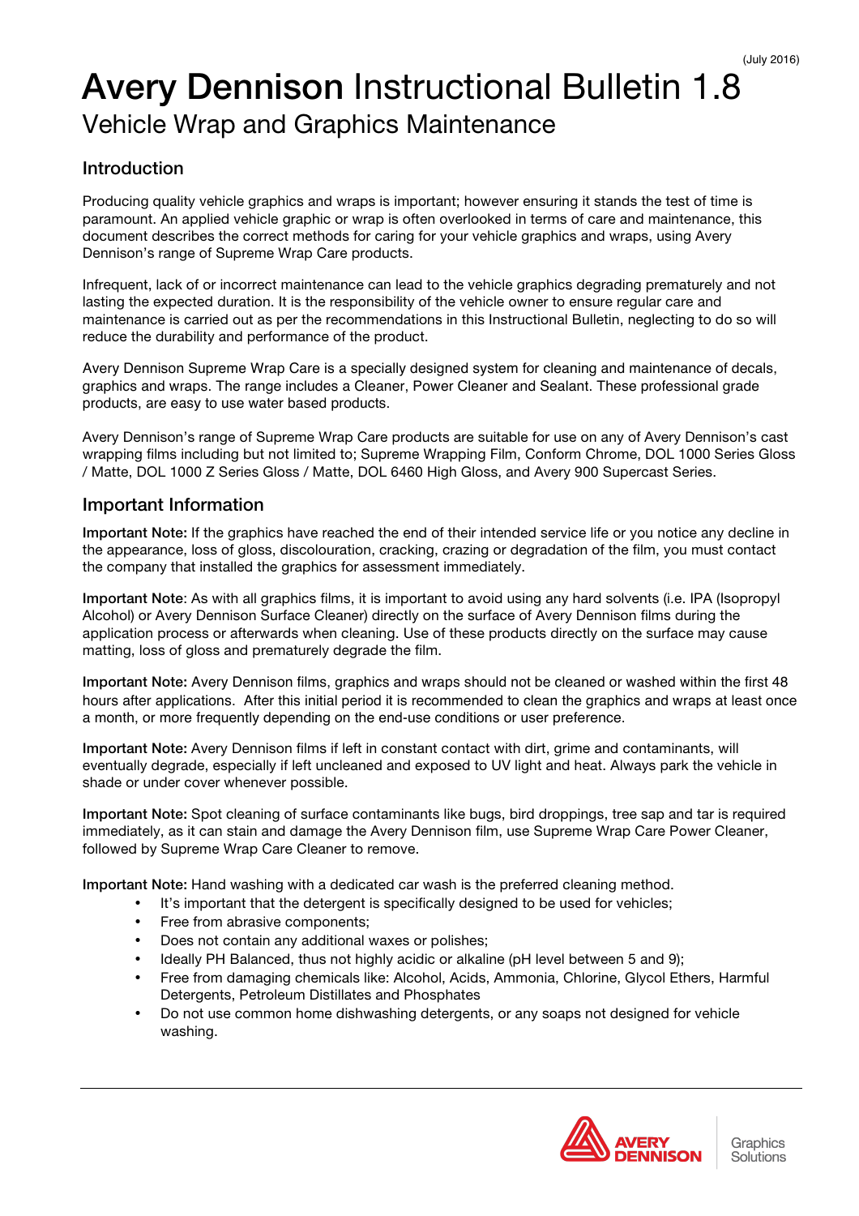(July 2016)

# Avery Dennison Instructional Bulletin 1.8

## Vehicle Wrap and Graphics Maintenance

### Introduction

Producing quality vehicle graphics and wraps is important; however ensuring it stands the test of time is paramount. An applied vehicle graphic or wrap is often overlooked in terms of care and maintenance, this document describes the correct methods for caring for your vehicle graphics and wraps, using Avery Dennison's range of Supreme Wrap Care products.

Infrequent, lack of or incorrect maintenance can lead to the vehicle graphics degrading prematurely and not lasting the expected duration. It is the responsibility of the vehicle owner to ensure regular care and maintenance is carried out as per the recommendations in this Instructional Bulletin, neglecting to do so will reduce the durability and performance of the product.

Avery Dennison Supreme Wrap Care is a specially designed system for cleaning and maintenance of decals, graphics and wraps. The range includes a Cleaner, Power Cleaner and Sealant. These professional grade products, are easy to use water based products.

Avery Dennison's range of Supreme Wrap Care products are suitable for use on any of Avery Dennison's cast wrapping films including but not limited to; Supreme Wrapping Film, Conform Chrome, DOL 1000 Series Gloss / Matte, DOL 1000 Z Series Gloss / Matte, DOL 6460 High Gloss, and Avery 900 Supercast Series.

### Important Information

**Important Note:** If the graphics have reached the end of their intended service life or you notice any decline in the appearance, loss of gloss, discolouration, cracking, crazing or degradation of the film, you must contact the company that installed the graphics for assessment immediately.

**Important Note**: As with all graphics films, it is important to avoid using any hard solvents (i.e. IPA (Isopropyl Alcohol) or Avery Dennison Surface Cleaner) directly on the surface of Avery Dennison films during the application process or afterwards when cleaning. Use of these products directly on the surface may cause matting, loss of gloss and prematurely degrade the film.

**Important Note:** Avery Dennison films, graphics and wraps should not be cleaned or washed within the first 48 hours after applications. After this initial period it is recommended to clean the graphics and wraps at least once a month, or more frequently depending on the end-use conditions or user preference.

**Important Note:** Avery Dennison films if left in constant contact with dirt, grime and contaminants, will eventually degrade, especially if left uncleaned and exposed to UV light and heat. Always park the vehicle in shade or under cover whenever possible.

**Important Note:** Spot cleaning of surface contaminants like bugs, bird droppings, tree sap and tar is required immediately, as it can stain and damage the Avery Dennison film, use Supreme Wrap Care Power Cleaner, followed by Supreme Wrap Care Cleaner to remove.

**Important Note:** Hand washing with a dedicated car wash is the preferred cleaning method.

- It's important that the detergent is specifically designed to be used for vehicles;
- Free from abrasive components;
- Does not contain any additional waxes or polishes;
- Ideally PH Balanced, thus not highly acidic or alkaline (pH level between 5 and 9);
- Free from damaging chemicals like: Alcohol, Acids, Ammonia, Chlorine, Glycol Ethers, Harmful Detergents, Petroleum Distillates and Phosphates
- Do not use common home dishwashing detergents, or any soaps not designed for vehicle washing.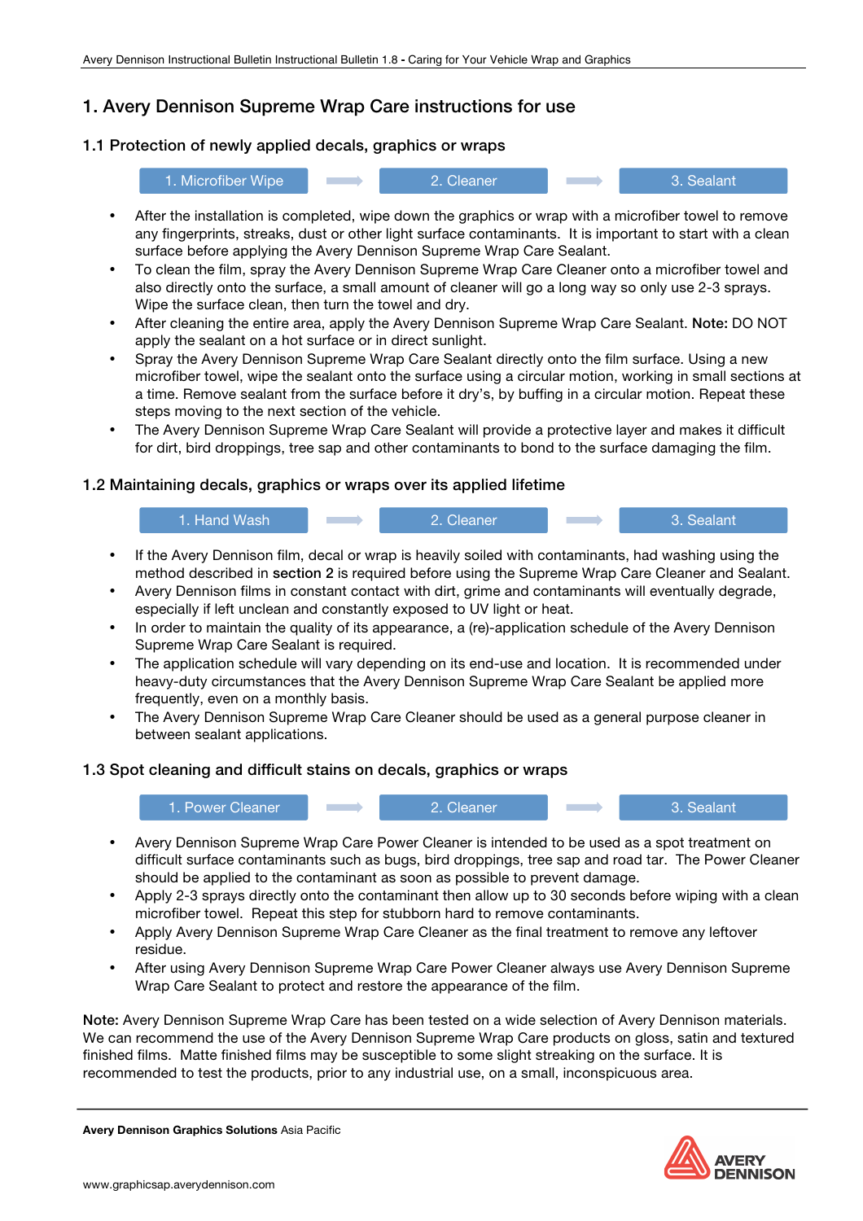# 1. Avery Dennison Supreme Wrap Care instructions for use

## 1.1 Protection of newly applied decals, graphics or wraps

1. Microfiber Wipe → 2. Cleaner → 3. Sealant

- After the installation is completed, wipe down the graphics or wrap with a microfiber towel to remove any fingerprints, streaks, dust or other light surface contaminants. It is important to start with a clean surface before applying the Avery Dennison Supreme Wrap Care Sealant.
- To clean the film, spray the Avery Dennison Supreme Wrap Care Cleaner onto a microfiber towel and also directly onto the surface, a small amount of cleaner will go a long way so only use 2-3 sprays. Wipe the surface clean, then turn the towel and dry.
- After cleaning the entire area, apply the Avery Dennison Supreme Wrap Care Sealant. **Note:** DO NOT apply the sealant on a hot surface or in direct sunlight.
- Spray the Avery Dennison Supreme Wrap Care Sealant directly onto the film surface. Using a new microfiber towel, wipe the sealant onto the surface using a circular motion, working in small sections at a time. Remove sealant from the surface before it dry's, by buffing in a circular motion. Repeat these steps moving to the next section of the vehicle.
- The Avery Dennison Supreme Wrap Care Sealant will provide a protective layer and makes it difficult for dirt, bird droppings, tree sap and other contaminants to bond to the surface damaging the film.

## 1.2 Maintaining decals, graphics or wraps over its applied lifetime

1. Hand Wash → 2. Cleaner → 3. Sealant

- If the Avery Dennison film, decal or wrap is heavily soiled with contaminants, had washing using the method described in **section 2** is required before using the Supreme Wrap Care Cleaner and Sealant.
- Avery Dennison films in constant contact with dirt, grime and contaminants will eventually degrade, especially if left unclean and constantly exposed to UV light or heat.
- In order to maintain the quality of its appearance, a (re)-application schedule of the Avery Dennison Supreme Wrap Care Sealant is required.
- The application schedule will vary depending on its end-use and location. It is recommended under heavy-duty circumstances that the Avery Dennison Supreme Wrap Care Sealant be applied more frequently, even on a monthly basis.
- The Avery Dennison Supreme Wrap Care Cleaner should be used as a general purpose cleaner in between sealant applications.

## 1.3 Spot cleaning and difficult stains on decals, graphics or wraps

1. Power Cleaner → 2. Cleaner → 3. Sealant

- Avery Dennison Supreme Wrap Care Power Cleaner is intended to be used as a spot treatment on difficult surface contaminants such as bugs, bird droppings, tree sap and road tar. The Power Cleaner should be applied to the contaminant as soon as possible to prevent damage.
- Apply 2-3 sprays directly onto the contaminant then allow up to 30 seconds before wiping with a clean microfiber towel. Repeat this step for stubborn hard to remove contaminants.
- Apply Avery Dennison Supreme Wrap Care Cleaner as the final treatment to remove any leftover residue.
- After using Avery Dennison Supreme Wrap Care Power Cleaner always use Avery Dennison Supreme Wrap Care Sealant to protect and restore the appearance of the film.

**Note:** Avery Dennison Supreme Wrap Care has been tested on a wide selection of Avery Dennison materials. We can recommend the use of the Avery Dennison Supreme Wrap Care products on gloss, satin and textured finished films. Matte finished films may be susceptible to some slight streaking on the surface. It is recommended to test the products, prior to any industrial use, on a small, inconspicuous area.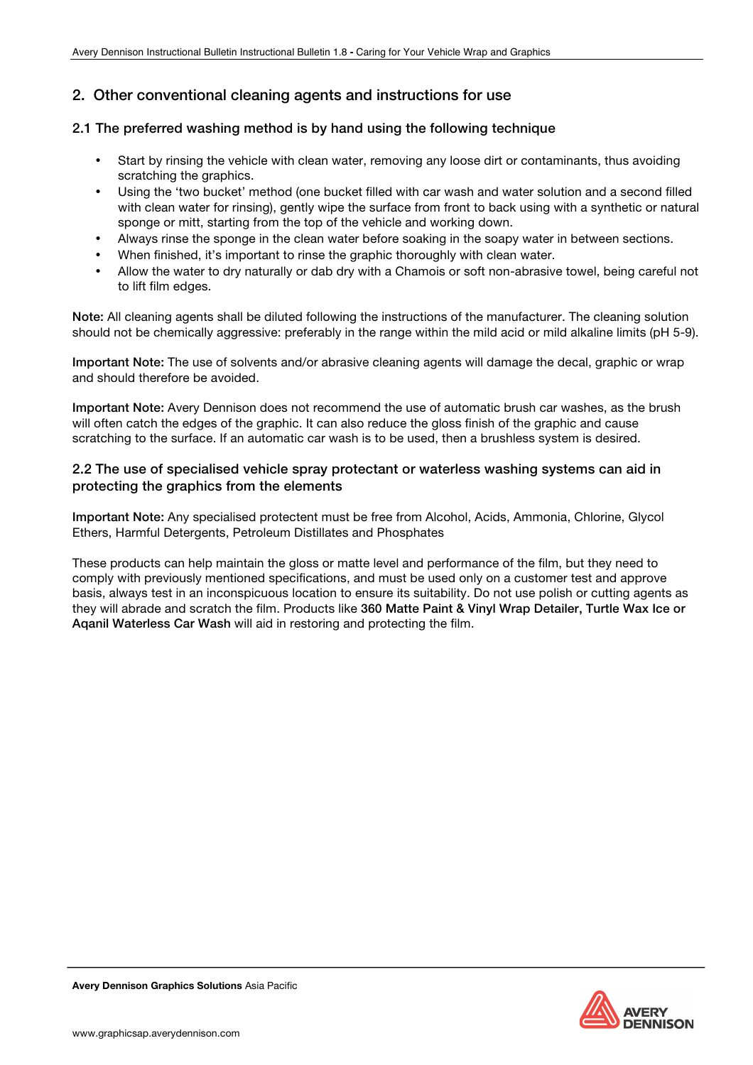## 2. Other conventional cleaning agents and instructions for use

### 2.1 The preferred washing method is by hand using the following technique

- Start by rinsing the vehicle with clean water, removing any loose dirt or contaminants, thus avoiding scratching the graphics.
- Using the 'two bucket' method (one bucket filled with car wash and water solution and a second filled with clean water for rinsing), gently wipe the surface from front to back using with a synthetic or natural sponge or mitt, starting from the top of the vehicle and working down.
- Always rinse the sponge in the clean water before soaking in the soapy water in between sections.
- When finished, it's important to rinse the graphic thoroughly with clean water.
- Allow the water to dry naturally or dab dry with a Chamois or soft non-abrasive towel, being careful not to lift film edges.

**Note:** All cleaning agents shall be diluted following the instructions of the manufacturer. The cleaning solution should not be chemically aggressive: preferably in the range within the mild acid or mild alkaline limits (pH 5-9).

**Important Note:** The use of solvents and/or abrasive cleaning agents will damage the decal, graphic or wrap and should therefore be avoided.

**Important Note:** Avery Dennison does not recommend the use of automatic brush car washes, as the brush will often catch the edges of the graphic. It can also reduce the gloss finish of the graphic and cause scratching to the surface. If an automatic car wash is to be used, then a brushless system is desired.

### 2.2 The use of specialised vehicle spray protectant or waterless washing systems can aid in protecting the graphics from the elements

**Important Note:** Any specialised protectent must be free from Alcohol, Acids, Ammonia, Chlorine, Glycol Ethers, Harmful Detergents, Petroleum Distillates and Phosphates

These products can help maintain the gloss or matte level and performance of the film, but they need to comply with previously mentioned specifications, and must be used only on a customer test and approve basis, always test in an inconspicuous location to ensure its suitability. Do not use polish or cutting agents as they will abrade and scratch the film. Products like **360 Matte Paint & Vinyl Wrap Detailer, Turtle Wax Ice or Aqanil Waterless Car Wash** will aid in restoring and protecting the film.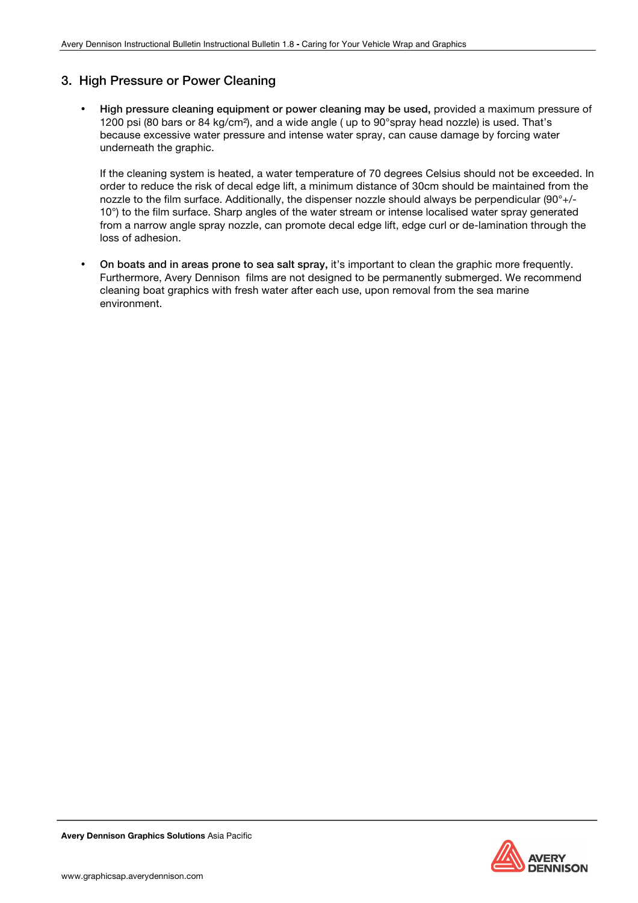## 3. High Pressure or Power Cleaning

- **High pressure cleaning equipment or power cleaning may be used,** provided a maximum pressure of 1200 psi (80 bars or 84 kg/cm²), and a wide angle ( up to 90°spray head nozzle) is used. That's because excessive water pressure and intense water spray, can cause damage by forcing water underneath the graphic.

  If the cleaning system is heated, a water temperature of 70 degrees Celsius should not be exceeded. In order to reduce the risk of decal edge lift, a minimum distance of 30cm should be maintained from the nozzle to the film surface. Additionally, the dispenser nozzle should always be perpendicular (90°+/-10°) to the film surface. Sharp angles of the water stream or intense localised water spray generated from a narrow angle spray nozzle, can promote decal edge lift, edge curl or de-lamination through the loss of adhesion.

- **On boats and in areas prone to sea salt spray,** it's important to clean the graphic more frequently. Furthermore, Avery Dennison films are not designed to be permanently submerged. We recommend cleaning boat graphics with fresh water after each use, upon removal from the sea marine environment.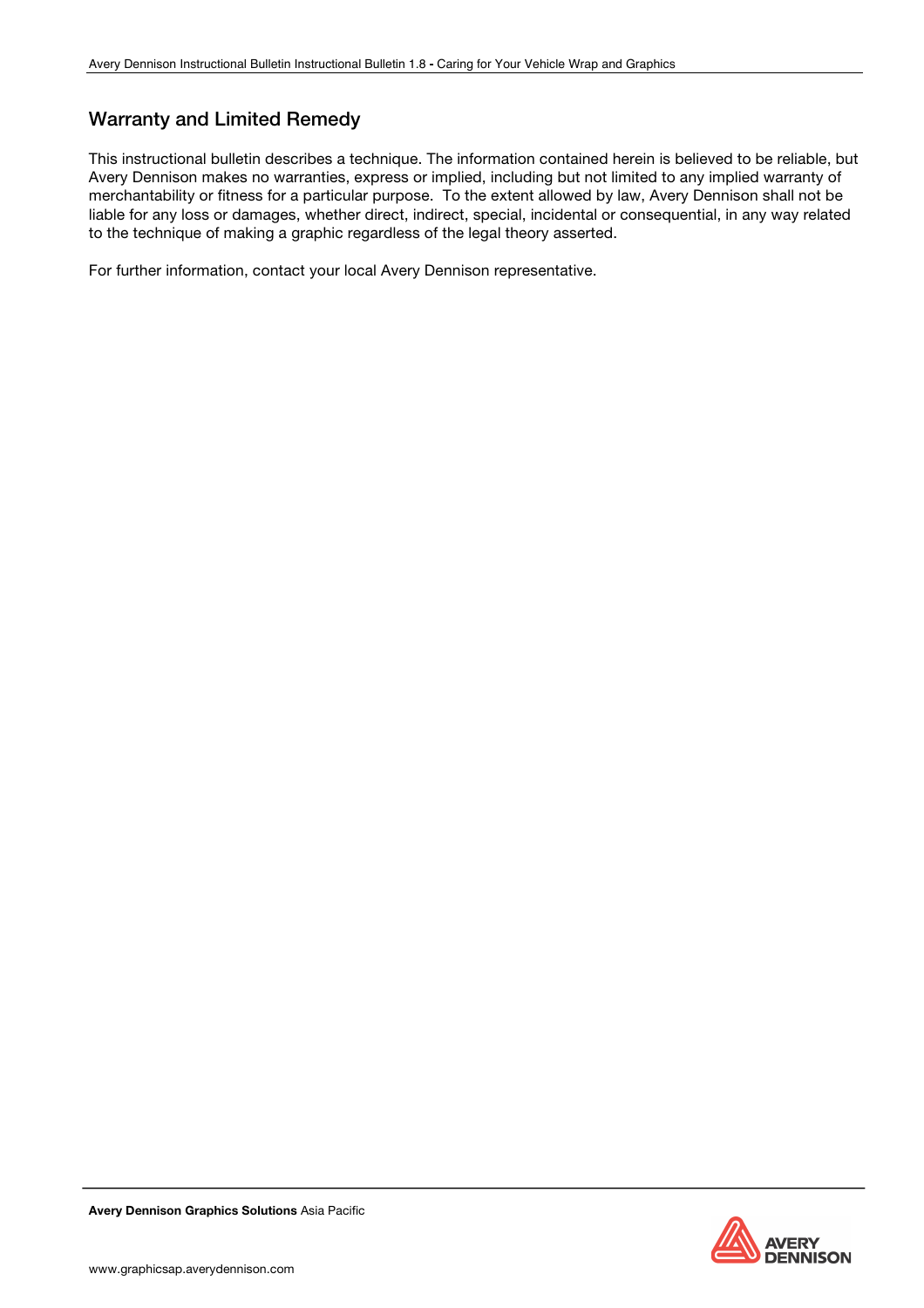## Warranty and Limited Remedy

This instructional bulletin describes a technique. The information contained herein is believed to be reliable, but Avery Dennison makes no warranties, express or implied, including but not limited to any implied warranty of merchantability or fitness for a particular purpose. To the extent allowed by law, Avery Dennison shall not be liable for any loss or damages, whether direct, indirect, special, incidental or consequential, in any way related to the technique of making a graphic regardless of the legal theory asserted.

For further information, contact your local Avery Dennison representative.

**Avery Dennison Graphics Solutions** Asia Pacific

www.graphicsap.averydennison.com